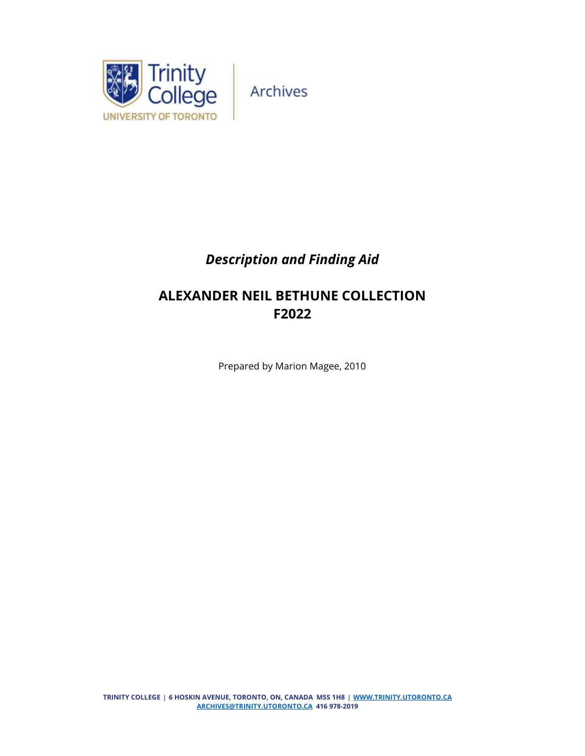Trinity College

UNIVERSITY OF TORONTO

Archives

*Description and Finding Aid*

# ALEXANDER NEIL BETHUNE COLLECTION
# F2022

Prepared by Marion Magee, 2010

TRINITY COLLEGE | 6 HOSKIN AVENUE, TORONTO, ON, CANADA M5S 1H8 | WWW.TRINITY.UTORONTO.CA
ARCHIVES@TRINITY.UTORONTO.CA 416 978-2019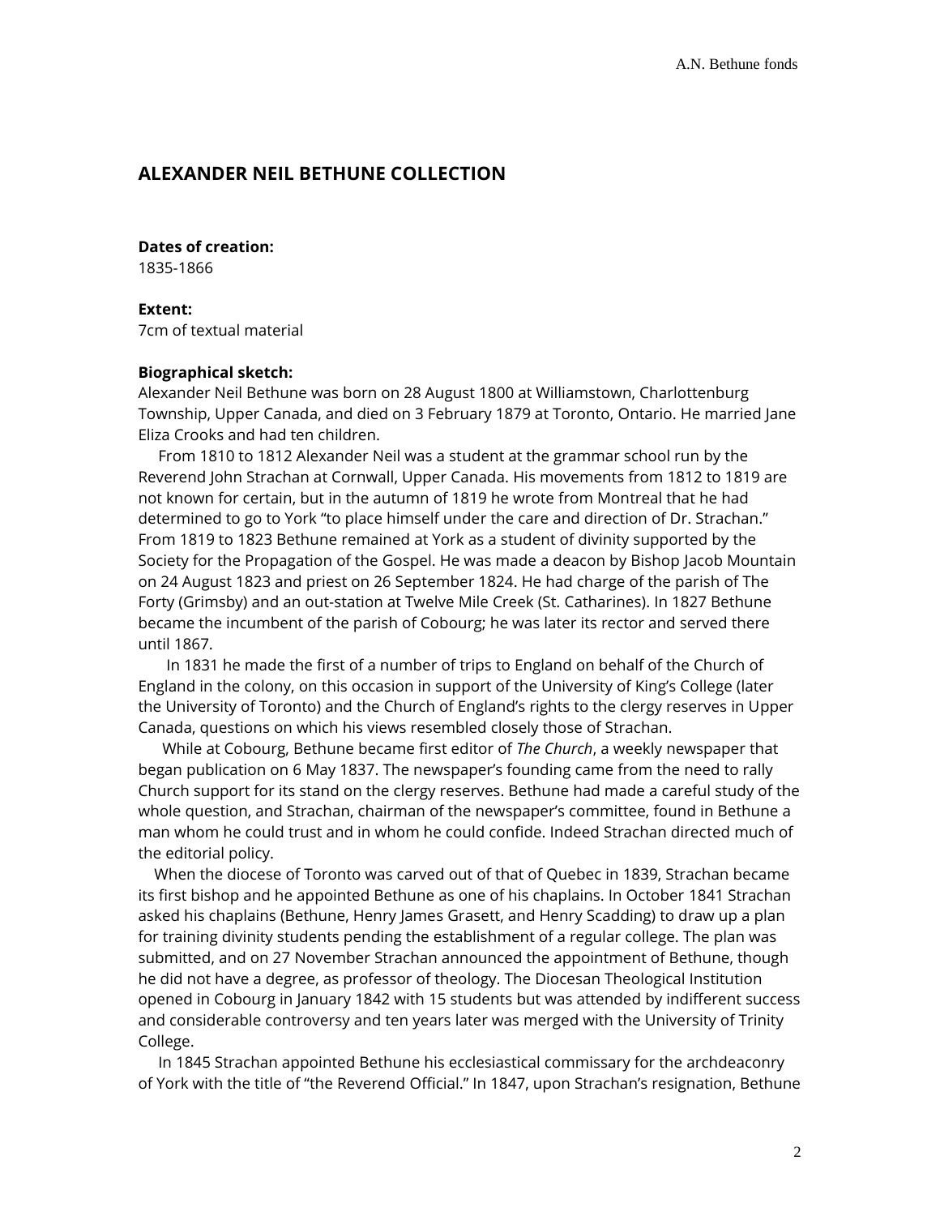## ALEXANDER NEIL BETHUNE COLLECTION

**Dates of creation:**
1835-1866

**Extent:**
7cm of textual material

**Biographical sketch:**
Alexander Neil Bethune was born on 28 August 1800 at Williamstown, Charlottenburg Township, Upper Canada, and died on 3 February 1879 at Toronto, Ontario. He married Jane Eliza Crooks and had ten children.

From 1810 to 1812 Alexander Neil was a student at the grammar school run by the Reverend John Strachan at Cornwall, Upper Canada. His movements from 1812 to 1819 are not known for certain, but in the autumn of 1819 he wrote from Montreal that he had determined to go to York "to place himself under the care and direction of Dr. Strachan." From 1819 to 1823 Bethune remained at York as a student of divinity supported by the Society for the Propagation of the Gospel. He was made a deacon by Bishop Jacob Mountain on 24 August 1823 and priest on 26 September 1824. He had charge of the parish of The Forty (Grimsby) and an out-station at Twelve Mile Creek (St. Catharines). In 1827 Bethune became the incumbent of the parish of Cobourg; he was later its rector and served there until 1867.

In 1831 he made the first of a number of trips to England on behalf of the Church of England in the colony, on this occasion in support of the University of King's College (later the University of Toronto) and the Church of England's rights to the clergy reserves in Upper Canada, questions on which his views resembled closely those of Strachan.

While at Cobourg, Bethune became first editor of *The Church*, a weekly newspaper that began publication on 6 May 1837. The newspaper's founding came from the need to rally Church support for its stand on the clergy reserves. Bethune had made a careful study of the whole question, and Strachan, chairman of the newspaper's committee, found in Bethune a man whom he could trust and in whom he could confide. Indeed Strachan directed much of the editorial policy.

When the diocese of Toronto was carved out of that of Quebec in 1839, Strachan became its first bishop and he appointed Bethune as one of his chaplains. In October 1841 Strachan asked his chaplains (Bethune, Henry James Grasett, and Henry Scadding) to draw up a plan for training divinity students pending the establishment of a regular college. The plan was submitted, and on 27 November Strachan announced the appointment of Bethune, though he did not have a degree, as professor of theology. The Diocesan Theological Institution opened in Cobourg in January 1842 with 15 students but was attended by indifferent success and considerable controversy and ten years later was merged with the University of Trinity College.

In 1845 Strachan appointed Bethune his ecclesiastical commissary for the archdeaconry of York with the title of "the Reverend Official." In 1847, upon Strachan's resignation, Bethune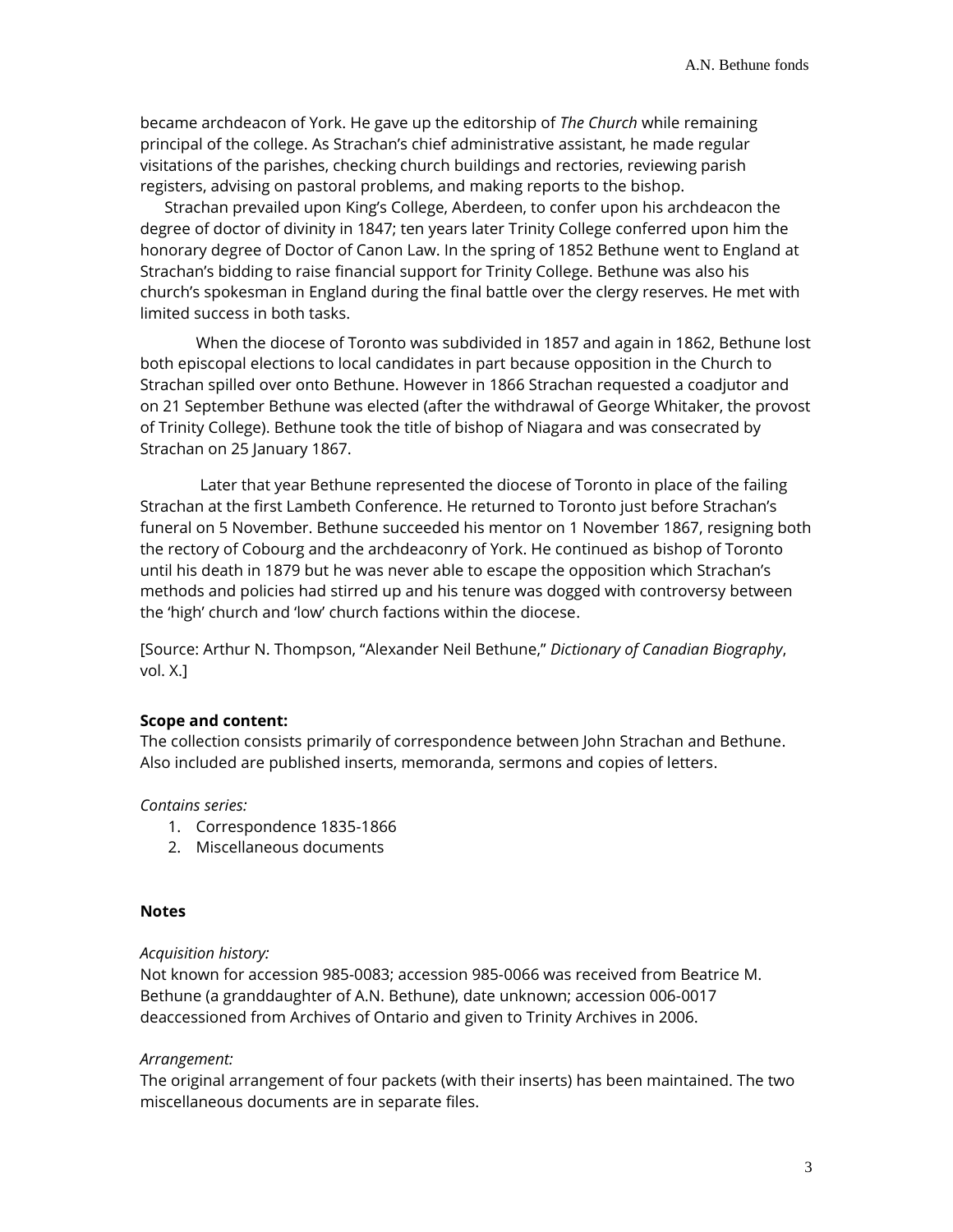became archdeacon of York. He gave up the editorship of *The Church* while remaining principal of the college. As Strachan's chief administrative assistant, he made regular visitations of the parishes, checking church buildings and rectories, reviewing parish registers, advising on pastoral problems, and making reports to the bishop.

Strachan prevailed upon King's College, Aberdeen, to confer upon his archdeacon the degree of doctor of divinity in 1847; ten years later Trinity College conferred upon him the honorary degree of Doctor of Canon Law. In the spring of 1852 Bethune went to England at Strachan's bidding to raise financial support for Trinity College. Bethune was also his church's spokesman in England during the final battle over the clergy reserves. He met with limited success in both tasks.

When the diocese of Toronto was subdivided in 1857 and again in 1862, Bethune lost both episcopal elections to local candidates in part because opposition in the Church to Strachan spilled over onto Bethune. However in 1866 Strachan requested a coadjutor and on 21 September Bethune was elected (after the withdrawal of George Whitaker, the provost of Trinity College). Bethune took the title of bishop of Niagara and was consecrated by Strachan on 25 January 1867.

Later that year Bethune represented the diocese of Toronto in place of the failing Strachan at the first Lambeth Conference. He returned to Toronto just before Strachan's funeral on 5 November. Bethune succeeded his mentor on 1 November 1867, resigning both the rectory of Cobourg and the archdeaconry of York. He continued as bishop of Toronto until his death in 1879 but he was never able to escape the opposition which Strachan's methods and policies had stirred up and his tenure was dogged with controversy between the 'high' church and 'low' church factions within the diocese.

[Source: Arthur N. Thompson, "Alexander Neil Bethune," *Dictionary of Canadian Biography*, vol. X.]

**Scope and content:**
The collection consists primarily of correspondence between John Strachan and Bethune. Also included are published inserts, memoranda, sermons and copies of letters.

*Contains series:*

1. Correspondence 1835-1866
2. Miscellaneous documents

**Notes**

*Acquisition history:*
Not known for accession 985-0083; accession 985-0066 was received from Beatrice M. Bethune (a granddaughter of A.N. Bethune), date unknown; accession 006-0017 deaccessioned from Archives of Ontario and given to Trinity Archives in 2006.

*Arrangement:*
The original arrangement of four packets (with their inserts) has been maintained. The two miscellaneous documents are in separate files.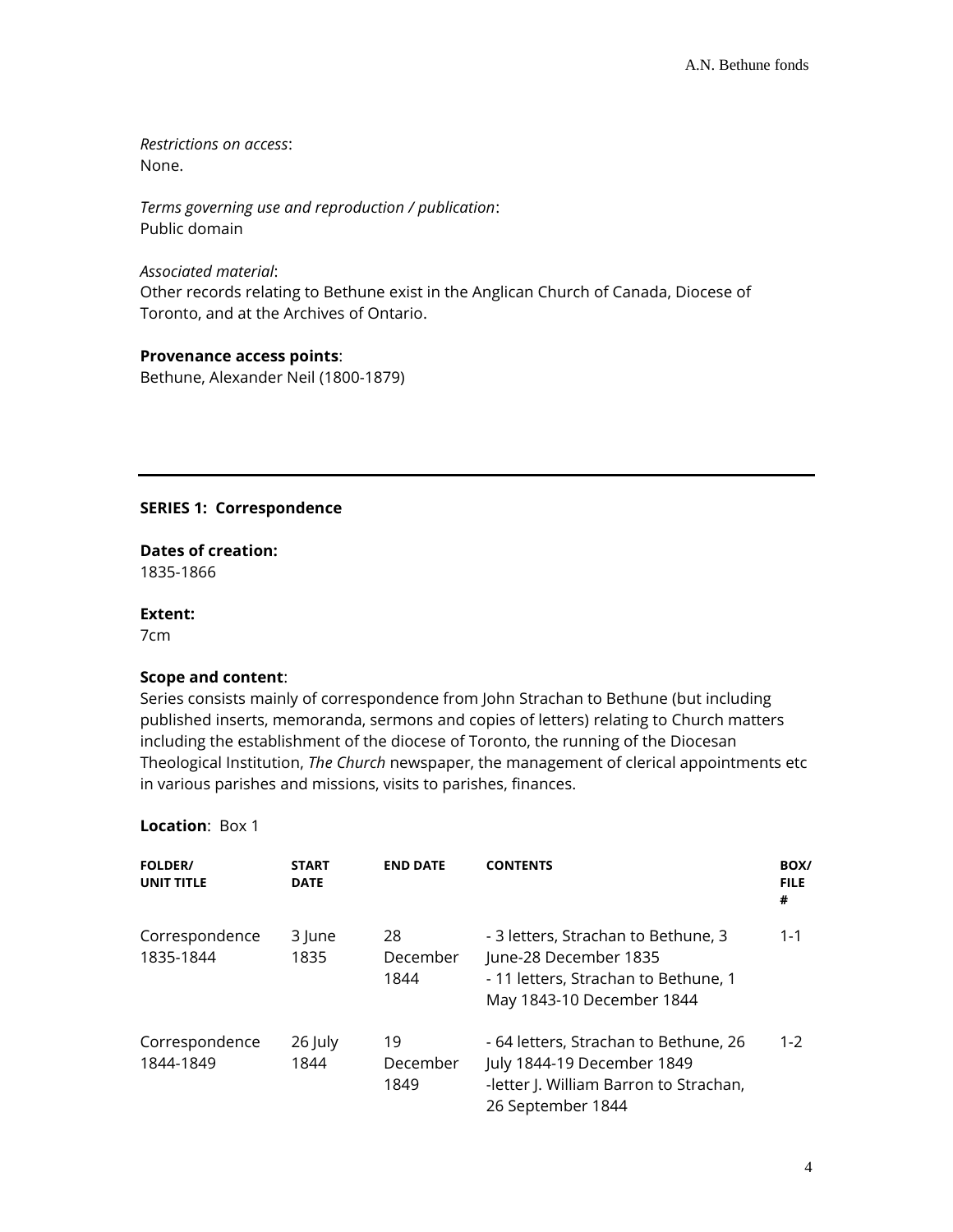*Restrictions on access*:
None.

*Terms governing use and reproduction / publication*:
Public domain

*Associated material*:
Other records relating to Bethune exist in the Anglican Church of Canada, Diocese of Toronto, and at the Archives of Ontario.

**Provenance access points**:
Bethune, Alexander Neil (1800-1879)

---

**SERIES 1: Correspondence**

**Dates of creation:**
1835-1866

**Extent:**
7cm

**Scope and content**:
Series consists mainly of correspondence from John Strachan to Bethune (but including published inserts, memoranda, sermons and copies of letters) relating to Church matters including the establishment of the diocese of Toronto, the running of the Diocesan Theological Institution, *The Church* newspaper, the management of clerical appointments etc in various parishes and missions, visits to parishes, finances.

**Location**: Box 1

| FOLDER/ UNIT TITLE | START DATE | END DATE | CONTENTS | BOX/ FILE # |
|---|---|---|---|---|
| Correspondence 1835-1844 | 3 June 1835 | 28 December 1844 | - 3 letters, Strachan to Bethune, 3 June-28 December 1835<br>- 11 letters, Strachan to Bethune, 1 May 1843-10 December 1844 | 1-1 |
| Correspondence 1844-1849 | 26 July 1844 | 19 December 1849 | - 64 letters, Strachan to Bethune, 26 July 1844-19 December 1849<br>-letter J. William Barron to Strachan, 26 September 1844 | 1-2 |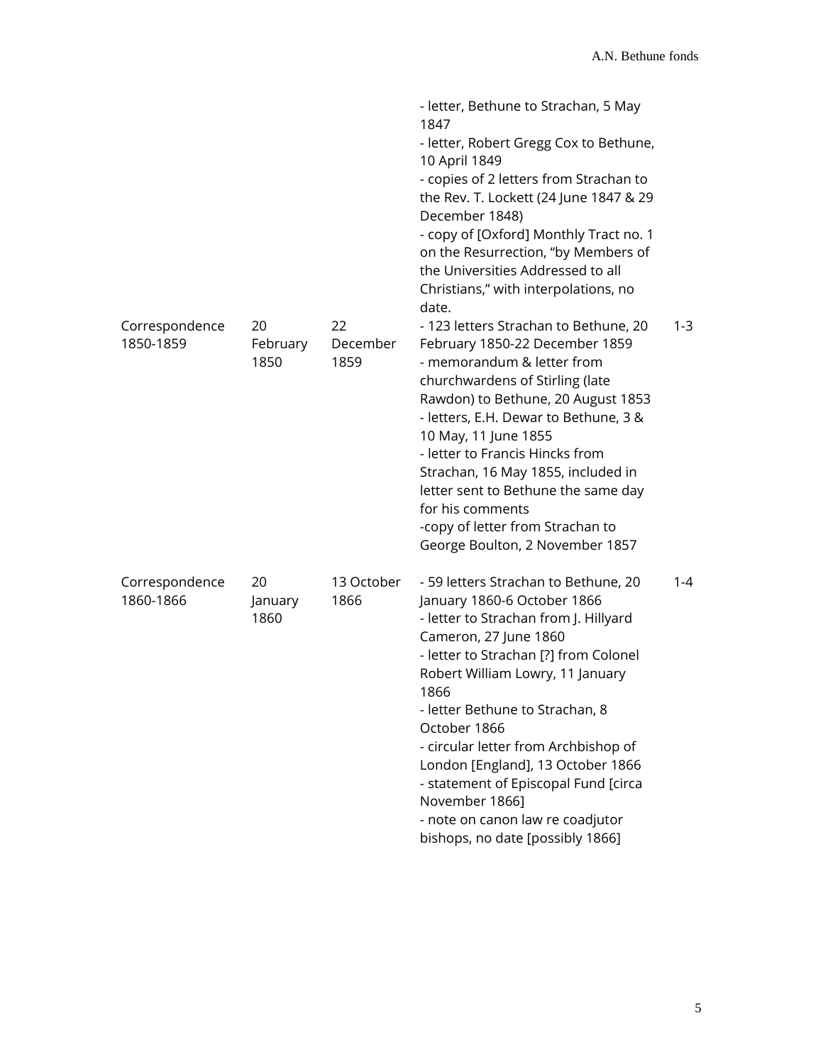| | | | | |
|---|---|---|---|---|
| | | | - letter, Bethune to Strachan, 5 May 1847<br>- letter, Robert Gregg Cox to Bethune, 10 April 1849<br>- copies of 2 letters from Strachan to the Rev. T. Lockett (24 June 1847 & 29 December 1848)<br>- copy of [Oxford] Monthly Tract no. 1 on the Resurrection, "by Members of the Universities Addressed to all Christians," with interpolations, no date. | |
| Correspondence 1850-1859 | 20 February 1850 | 22 December 1859 | - 123 letters Strachan to Bethune, 20 February 1850-22 December 1859<br>- memorandum & letter from churchwardens of Stirling (late Rawdon) to Bethune, 20 August 1853<br>- letters, E.H. Dewar to Bethune, 3 & 10 May, 11 June 1855<br>- letter to Francis Hincks from Strachan, 16 May 1855, included in letter sent to Bethune the same day for his comments<br>-copy of letter from Strachan to George Boulton, 2 November 1857 | 1-3 |
| Correspondence 1860-1866 | 20 January 1860 | 13 October 1866 | - 59 letters Strachan to Bethune, 20 January 1860-6 October 1866<br>- letter to Strachan from J. Hillyard Cameron, 27 June 1860<br>- letter to Strachan [?] from Colonel Robert William Lowry, 11 January 1866<br>- letter Bethune to Strachan, 8 October 1866<br>- circular letter from Archbishop of London [England], 13 October 1866<br>- statement of Episcopal Fund [circa November 1866]<br>- note on canon law re coadjutor bishops, no date [possibly 1866] | 1-4 |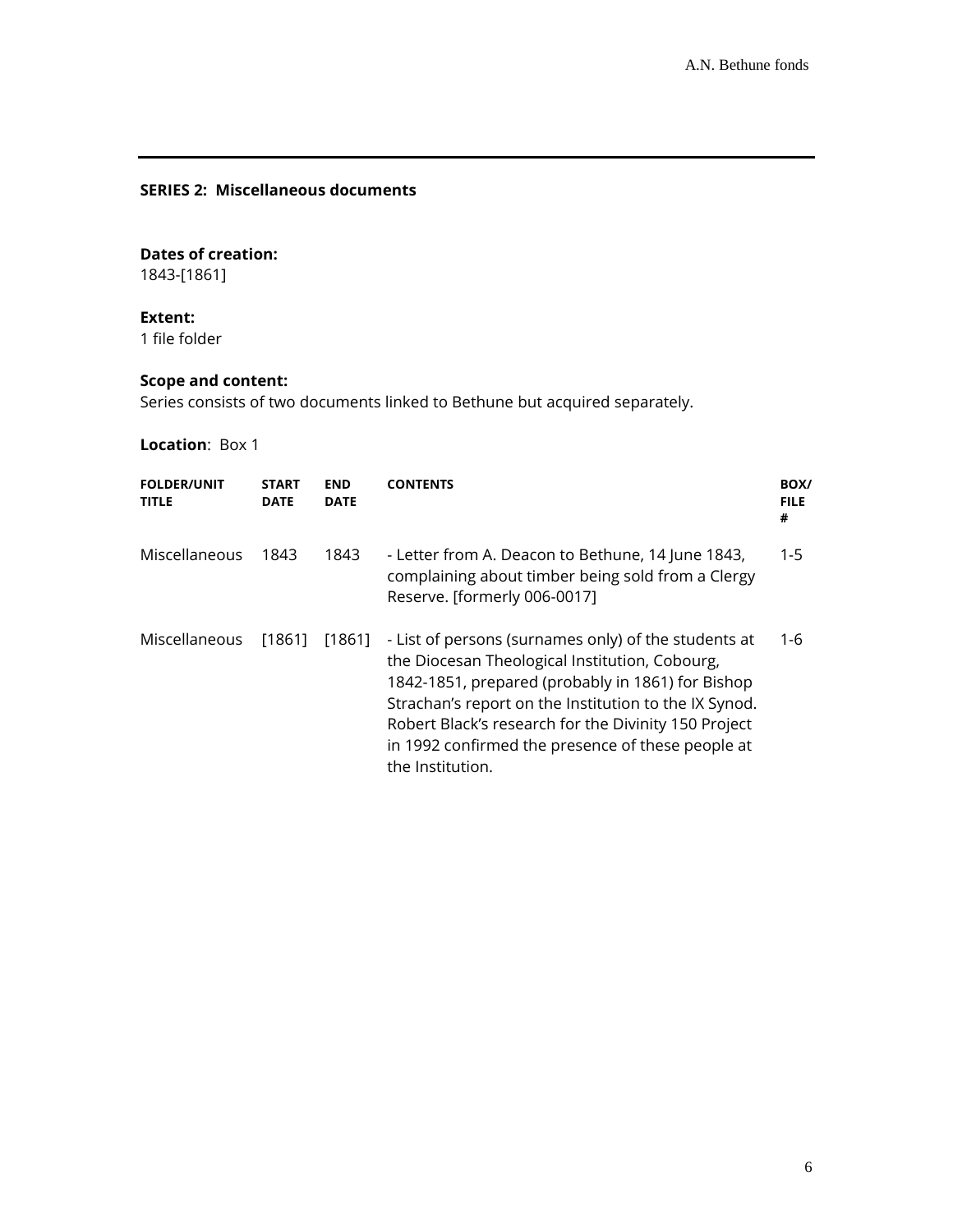## SERIES 2: Miscellaneous documents

**Dates of creation:**
1843-[1861]

**Extent:**
1 file folder

**Scope and content:**
Series consists of two documents linked to Bethune but acquired separately.

**Location**: Box 1

| FOLDER/UNIT TITLE | START DATE | END DATE | CONTENTS | BOX/ FILE # |
|---|---|---|---|---|
| Miscellaneous | 1843 | 1843 | - Letter from A. Deacon to Bethune, 14 June 1843, complaining about timber being sold from a Clergy Reserve. [formerly 006-0017] | 1-5 |
| Miscellaneous | [1861] | [1861] | - List of persons (surnames only) of the students at the Diocesan Theological Institution, Cobourg, 1842-1851, prepared (probably in 1861) for Bishop Strachan's report on the Institution to the IX Synod. Robert Black's research for the Divinity 150 Project in 1992 confirmed the presence of these people at the Institution. | 1-6 |